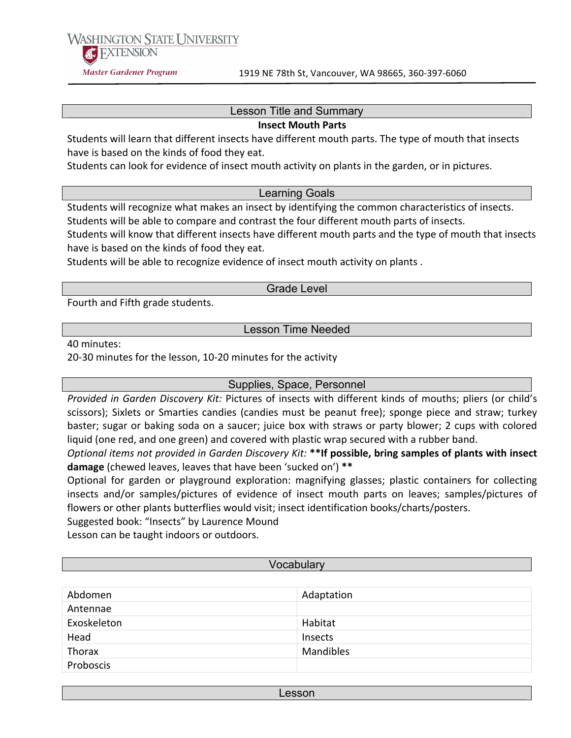WASHINGTON STATE UNIVERSITY EXTENSION

*Master Gardener Program*

1919 NE 78th St, Vancouver, WA 98665, 360-397-6060

## Lesson Title and Summary

**Insect Mouth Parts**

Students will learn that different insects have different mouth parts. The type of mouth that insects have is based on the kinds of food they eat.

Students can look for evidence of insect mouth activity on plants in the garden, or in pictures.

## Learning Goals

Students will recognize what makes an insect by identifying the common characteristics of insects.

Students will be able to compare and contrast the four different mouth parts of insects.

Students will know that different insects have different mouth parts and the type of mouth that insects have is based on the kinds of food they eat.

Students will be able to recognize evidence of insect mouth activity on plants .

## Grade Level

Fourth and Fifth grade students.

## Lesson Time Needed

40 minutes:

20-30 minutes for the lesson, 10-20 minutes for the activity

## Supplies, Space, Personnel

*Provided in Garden Discovery Kit:* Pictures of insects with different kinds of mouths; pliers (or child's scissors); Sixlets or Smarties candies (candies must be peanut free); sponge piece and straw; turkey baster; sugar or baking soda on a saucer; juice box with straws or party blower; 2 cups with colored liquid (one red, and one green) and covered with plastic wrap secured with a rubber band.

*Optional items not provided in Garden Discovery Kit:* **\*\*If possible, bring samples of plants with insect damage** (chewed leaves, leaves that have been 'sucked on') **\*\***

Optional for garden or playground exploration: magnifying glasses; plastic containers for collecting insects and/or samples/pictures of evidence of insect mouth parts on leaves; samples/pictures of flowers or other plants butterflies would visit; insect identification books/charts/posters.

Suggested book: "Insects" by Laurence Mound

Lesson can be taught indoors or outdoors.

## Vocabulary

| | |
|---|---|
| Abdomen | Adaptation |
| Antennae | |
| Exoskeleton | Habitat |
| Head | Insects |
| Thorax | Mandibles |
| Proboscis | |

## Lesson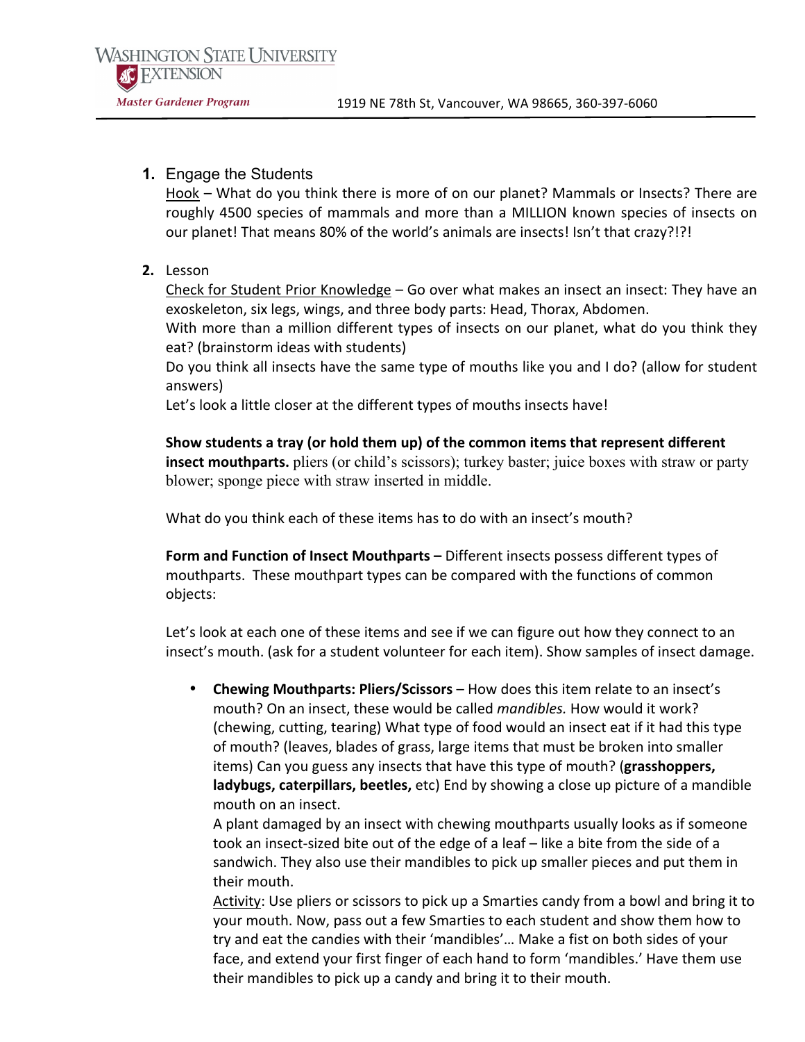1. Engage the Students
   Hook – What do you think there is more of on our planet? Mammals or Insects? There are roughly 4500 species of mammals and more than a MILLION known species of insects on our planet! That means 80% of the world's animals are insects! Isn't that crazy?!?!

2. Lesson
   Check for Student Prior Knowledge – Go over what makes an insect an insect: They have an exoskeleton, six legs, wings, and three body parts: Head, Thorax, Abdomen.
   With more than a million different types of insects on our planet, what do you think they eat? (brainstorm ideas with students)
   Do you think all insects have the same type of mouths like you and I do? (allow for student answers)
   Let's look a little closer at the different types of mouths insects have!

   **Show students a tray (or hold them up) of the common items that represent different insect mouthparts.** pliers (or child's scissors); turkey baster; juice boxes with straw or party blower; sponge piece with straw inserted in middle.

   What do you think each of these items has to do with an insect's mouth?

   **Form and Function of Insect Mouthparts –** Different insects possess different types of mouthparts. These mouthpart types can be compared with the functions of common objects:

   Let's look at each one of these items and see if we can figure out how they connect to an insect's mouth. (ask for a student volunteer for each item). Show samples of insect damage.

   - **Chewing Mouthparts: Pliers/Scissors** – How does this item relate to an insect's mouth? On an insect, these would be called *mandibles.* How would it work? (chewing, cutting, tearing) What type of food would an insect eat if it had this type of mouth? (leaves, blades of grass, large items that must be broken into smaller items) Can you guess any insects that have this type of mouth? (**grasshoppers, ladybugs, caterpillars, beetles,** etc) End by showing a close up picture of a mandible mouth on an insect.
     A plant damaged by an insect with chewing mouthparts usually looks as if someone took an insect-sized bite out of the edge of a leaf – like a bite from the side of a sandwich. They also use their mandibles to pick up smaller pieces and put them in their mouth.
     Activity: Use pliers or scissors to pick up a Smarties candy from a bowl and bring it to your mouth. Now, pass out a few Smarties to each student and show them how to try and eat the candies with their 'mandibles'… Make a fist on both sides of your face, and extend your first finger of each hand to form 'mandibles.' Have them use their mandibles to pick up a candy and bring it to their mouth.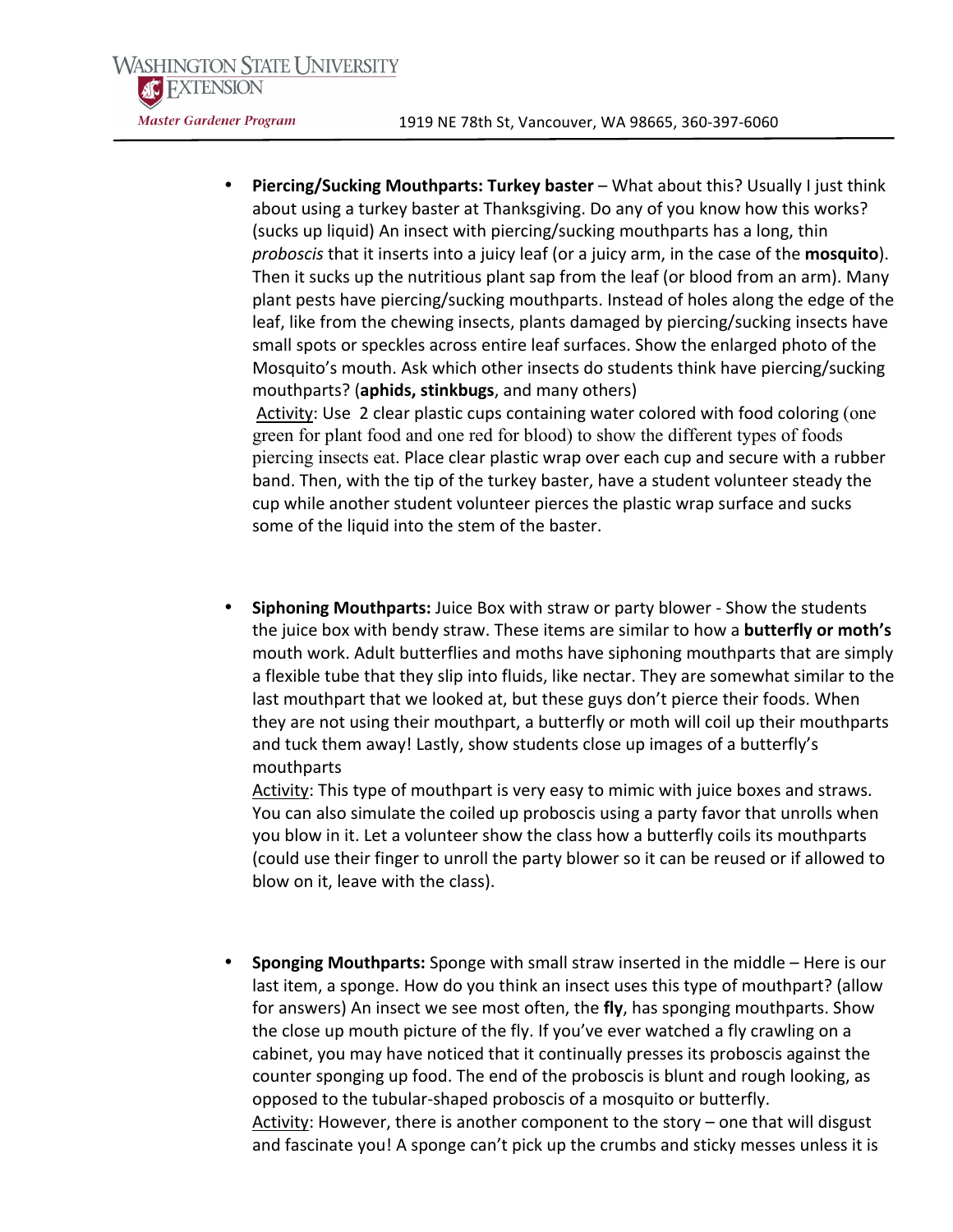- **Piercing/Sucking Mouthparts: Turkey baster** – What about this? Usually I just think about using a turkey baster at Thanksgiving. Do any of you know how this works? (sucks up liquid) An insect with piercing/sucking mouthparts has a long, thin *proboscis* that it inserts into a juicy leaf (or a juicy arm, in the case of the **mosquito**). Then it sucks up the nutritious plant sap from the leaf (or blood from an arm). Many plant pests have piercing/sucking mouthparts. Instead of holes along the edge of the leaf, like from the chewing insects, plants damaged by piercing/sucking insects have small spots or speckles across entire leaf surfaces. Show the enlarged photo of the Mosquito's mouth. Ask which other insects do students think have piercing/sucking mouthparts? (**aphids, stinkbugs**, and many others)
  Activity: Use 2 clear plastic cups containing water colored with food coloring (one green for plant food and one red for blood) to show the different types of foods piercing insects eat. Place clear plastic wrap over each cup and secure with a rubber band. Then, with the tip of the turkey baster, have a student volunteer steady the cup while another student volunteer pierces the plastic wrap surface and sucks some of the liquid into the stem of the baster.

- **Siphoning Mouthparts:** Juice Box with straw or party blower - Show the students the juice box with bendy straw. These items are similar to how a **butterfly or moth's** mouth work. Adult butterflies and moths have siphoning mouthparts that are simply a flexible tube that they slip into fluids, like nectar. They are somewhat similar to the last mouthpart that we looked at, but these guys don't pierce their foods. When they are not using their mouthpart, a butterfly or moth will coil up their mouthparts and tuck them away! Lastly, show students close up images of a butterfly's mouthparts
  Activity: This type of mouthpart is very easy to mimic with juice boxes and straws. You can also simulate the coiled up proboscis using a party favor that unrolls when you blow in it. Let a volunteer show the class how a butterfly coils its mouthparts (could use their finger to unroll the party blower so it can be reused or if allowed to blow on it, leave with the class).

- **Sponging Mouthparts:** Sponge with small straw inserted in the middle – Here is our last item, a sponge. How do you think an insect uses this type of mouthpart? (allow for answers) An insect we see most often, the **fly**, has sponging mouthparts. Show the close up mouth picture of the fly. If you've ever watched a fly crawling on a cabinet, you may have noticed that it continually presses its proboscis against the counter sponging up food. The end of the proboscis is blunt and rough looking, as opposed to the tubular-shaped proboscis of a mosquito or butterfly.
  Activity: However, there is another component to the story – one that will disgust and fascinate you! A sponge can't pick up the crumbs and sticky messes unless it is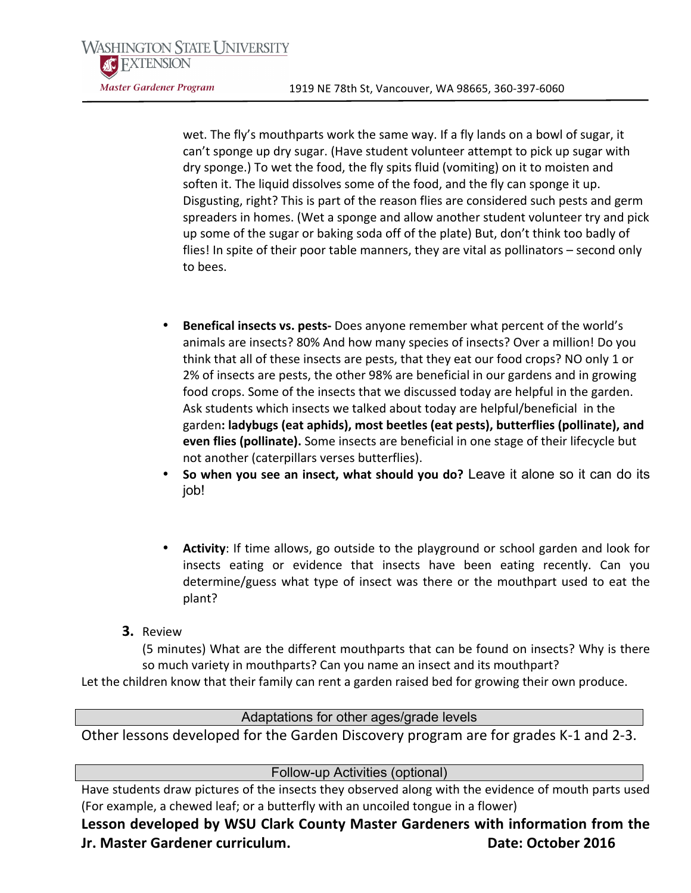wet. The fly's mouthparts work the same way. If a fly lands on a bowl of sugar, it can't sponge up dry sugar. (Have student volunteer attempt to pick up sugar with dry sponge.) To wet the food, the fly spits fluid (vomiting) on it to moisten and soften it. The liquid dissolves some of the food, and the fly can sponge it up. Disgusting, right? This is part of the reason flies are considered such pests and germ spreaders in homes. (Wet a sponge and allow another student volunteer try and pick up some of the sugar or baking soda off of the plate) But, don't think too badly of flies! In spite of their poor table manners, they are vital as pollinators – second only to bees.

- **Benefical insects vs. pests-** Does anyone remember what percent of the world's animals are insects? 80% And how many species of insects? Over a million! Do you think that all of these insects are pests, that they eat our food crops? NO only 1 or 2% of insects are pests, the other 98% are beneficial in our gardens and in growing food crops. Some of the insects that we discussed today are helpful in the garden. Ask students which insects we talked about today are helpful/beneficial in the garden**: ladybugs (eat aphids), most beetles (eat pests), butterflies (pollinate), and even flies (pollinate).** Some insects are beneficial in one stage of their lifecycle but not another (caterpillars verses butterflies).
- **So when you see an insect, what should you do?** Leave it alone so it can do its job!

- **Activity**: If time allows, go outside to the playground or school garden and look for insects eating or evidence that insects have been eating recently. Can you determine/guess what type of insect was there or the mouthpart used to eat the plant?

3. Review
   (5 minutes) What are the different mouthparts that can be found on insects? Why is there so much variety in mouthparts? Can you name an insect and its mouthpart?

Let the children know that their family can rent a garden raised bed for growing their own produce.

## Adaptations for other ages/grade levels

Other lessons developed for the Garden Discovery program are for grades K-1 and 2-3.

## Follow-up Activities (optional)

Have students draw pictures of the insects they observed along with the evidence of mouth parts used (For example, a chewed leaf; or a butterfly with an uncoiled tongue in a flower)

**Lesson developed by WSU Clark County Master Gardeners with information from the Jr. Master Gardener curriculum. Date: October 2016**